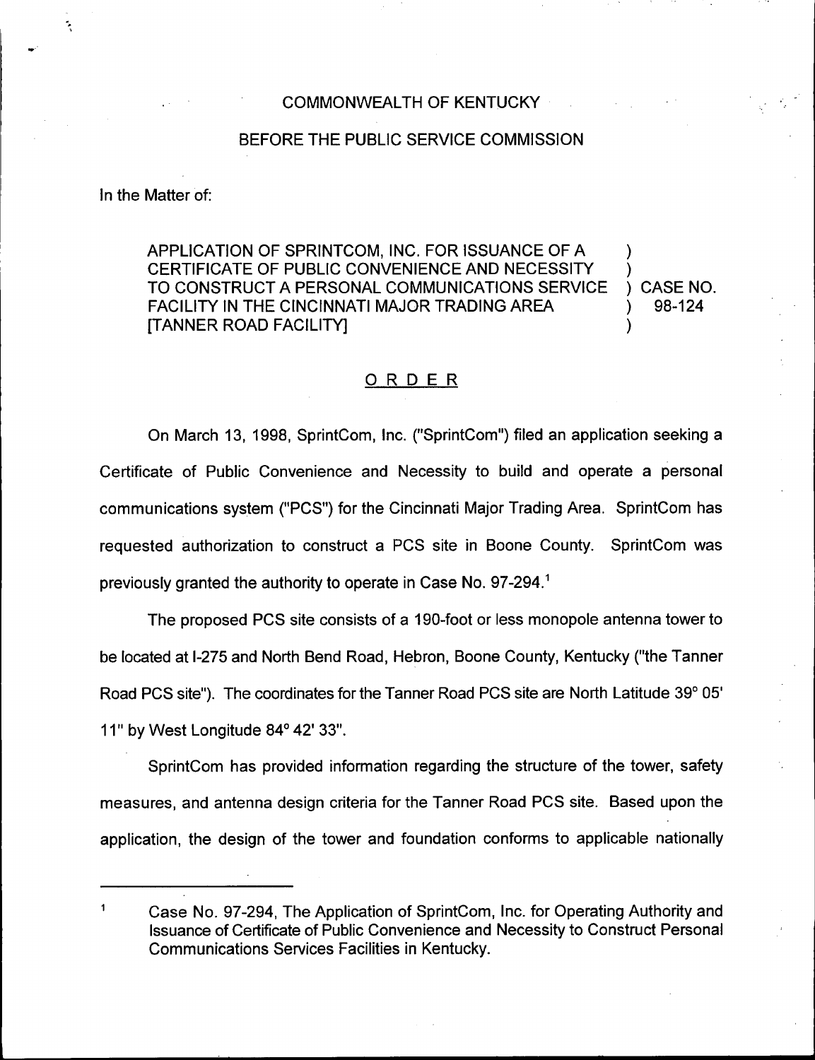COMMONWEALTH OF KENTUCKY

BEFORE THE PUBLIC SERVICE COMMISSION

In the Matter of:

APPLICATION OF SPRINTCOM, INC. FOR ISSUANCE OF A CERTIFICATE OF PUBLIC CONVENIENCE AND NECESSITY TO CONSTRUCT A PERSONAL COMMUNICATIONS SERVICE FACILITY IN THE CINCINNATI MAJOR TRADING AREA [TANNER ROAD FACILITY] ) CASE NO. 98-124

## ORDER

On March 13, 1998, SprintCom, Inc. ("SprintCom") filed an application seeking a Certificate of Public Convenience and Necessity to build and operate a personal communications system ("PCS") for the Cincinnati Major Trading Area. SprintCom has requested authorization to construct a PCS site in Boone County. SprintCom was previously granted the authority to operate in Case No. 97-294.[1]

The proposed PCS site consists of a 190-foot or less monopole antenna tower to be located at I-275 and North Bend Road, Hebron, Boone County, Kentucky ("the Tanner Road PCS site"). The coordinates for the Tanner Road PCS site are North Latitude 39° 05' 11" by West Longitude 84° 42' 33".

SprintCom has provided information regarding the structure of the tower, safety measures, and antenna design criteria for the Tanner Road PCS site. Based upon the application, the design of the tower and foundation conforms to applicable nationally

[1] Case No. 97-294, The Application of SprintCom, Inc. for Operating Authority and Issuance of Certificate of Public Convenience and Necessity to Construct Personal Communications Services Facilities in Kentucky.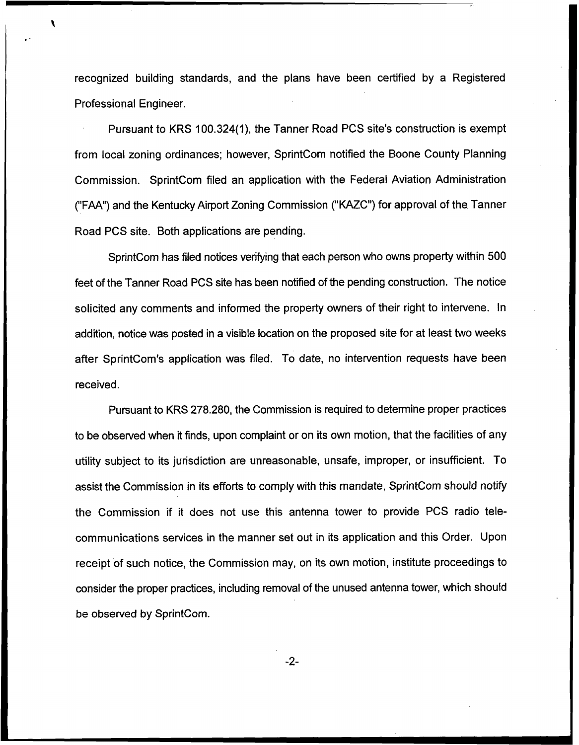recognized building standards, and the plans have been certified by a Registered Professional Engineer.

Pursuant to KRS 100.324(1), the Tanner Road PCS site's construction is exempt from local zoning ordinances; however, SprintCom notified the Boone County Planning Commission. SprintCom filed an application with the Federal Aviation Administration ("FAA") and the Kentucky Airport Zoning Commission ("KAZC") for approval of the Tanner Road PCS site. Both applications are pending.

SprintCom has filed notices verifying that each person who owns property within 500 feet of the Tanner Road PCS site has been notified of the pending construction. The notice solicited any comments and informed the property owners of their right to intervene. In addition, notice was posted in a visible location on the proposed site for at least two weeks after SprintCom's application was filed. To date, no intervention requests have been received.

Pursuant to KRS 278.280, the Commission is required to determine proper practices to be observed when it finds, upon complaint or on its own motion, that the facilities of any utility subject to its jurisdiction are unreasonable, unsafe, improper, or insufficient. To assist the Commission in its efforts to comply with this mandate, SprintCom should notify the Commission if it does not use this antenna tower to provide PCS radio telecommunications services in the manner set out in its application and this Order. Upon receipt of such notice, the Commission may, on its own motion, institute proceedings to consider the proper practices, including removal of the unused antenna tower, which should be observed by SprintCom.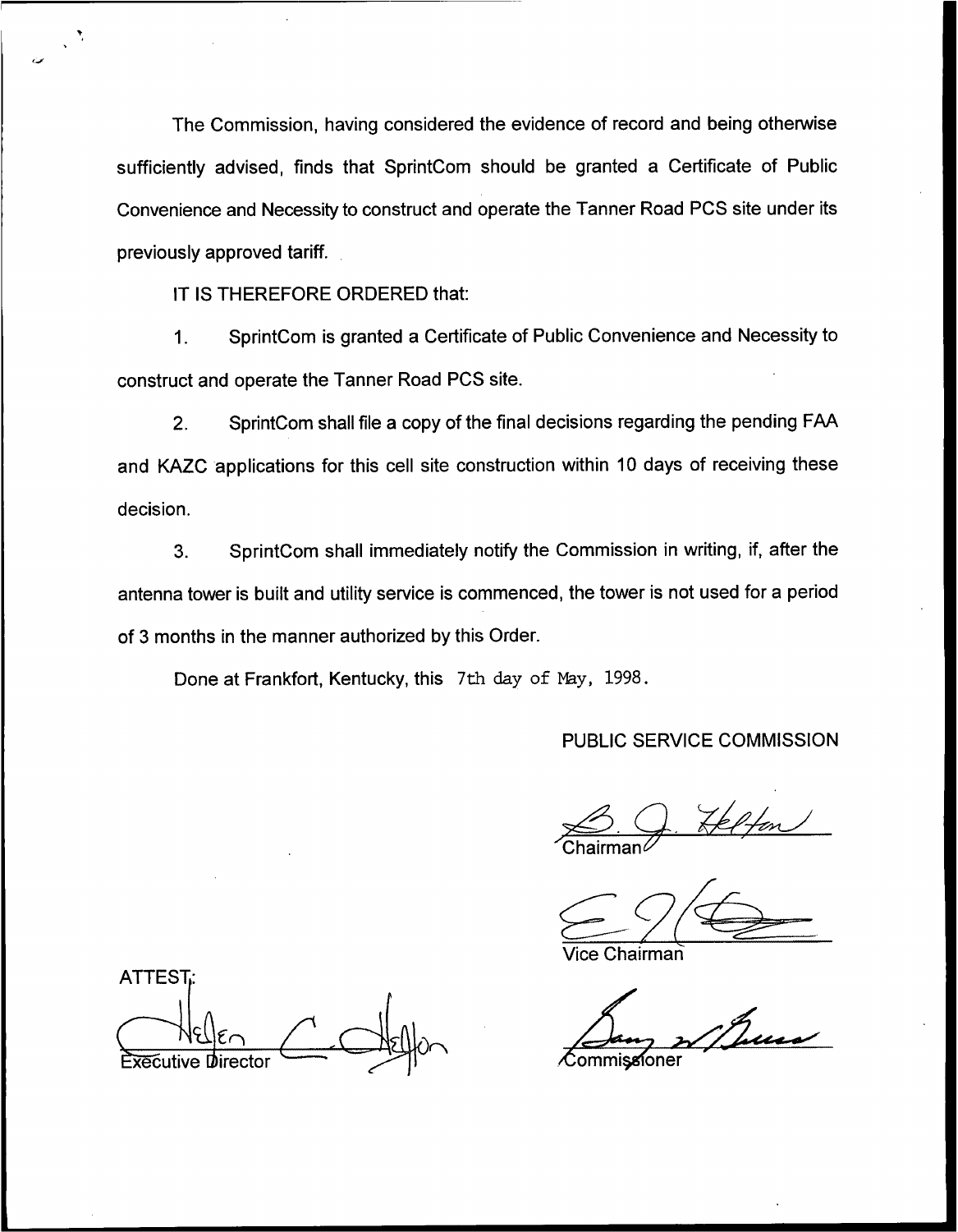The Commission, having considered the evidence of record and being otherwise sufficiently advised, finds that SprintCom should be granted a Certificate of Public Convenience and Necessity to construct and operate the Tanner Road PCS site under its previously approved tariff.

IT IS THEREFORE ORDERED that:

1. SprintCom is granted a Certificate of Public Convenience and Necessity to construct and operate the Tanner Road PCS site.

2. SprintCom shall file a copy of the final decisions regarding the pending FAA and KAZC applications for this cell site construction within 10 days of receiving these decision.

3. SprintCom shall immediately notify the Commission in writing, if, after the antenna tower is built and utility service is commenced, the tower is not used for a period of 3 months in the manner authorized by this Order.

Done at Frankfort, Kentucky, this 7th day of May, 1998.

PUBLIC SERVICE COMMISSION

Chairman

Vice Chairman

Commissioner

ATTEST:

Executive Director